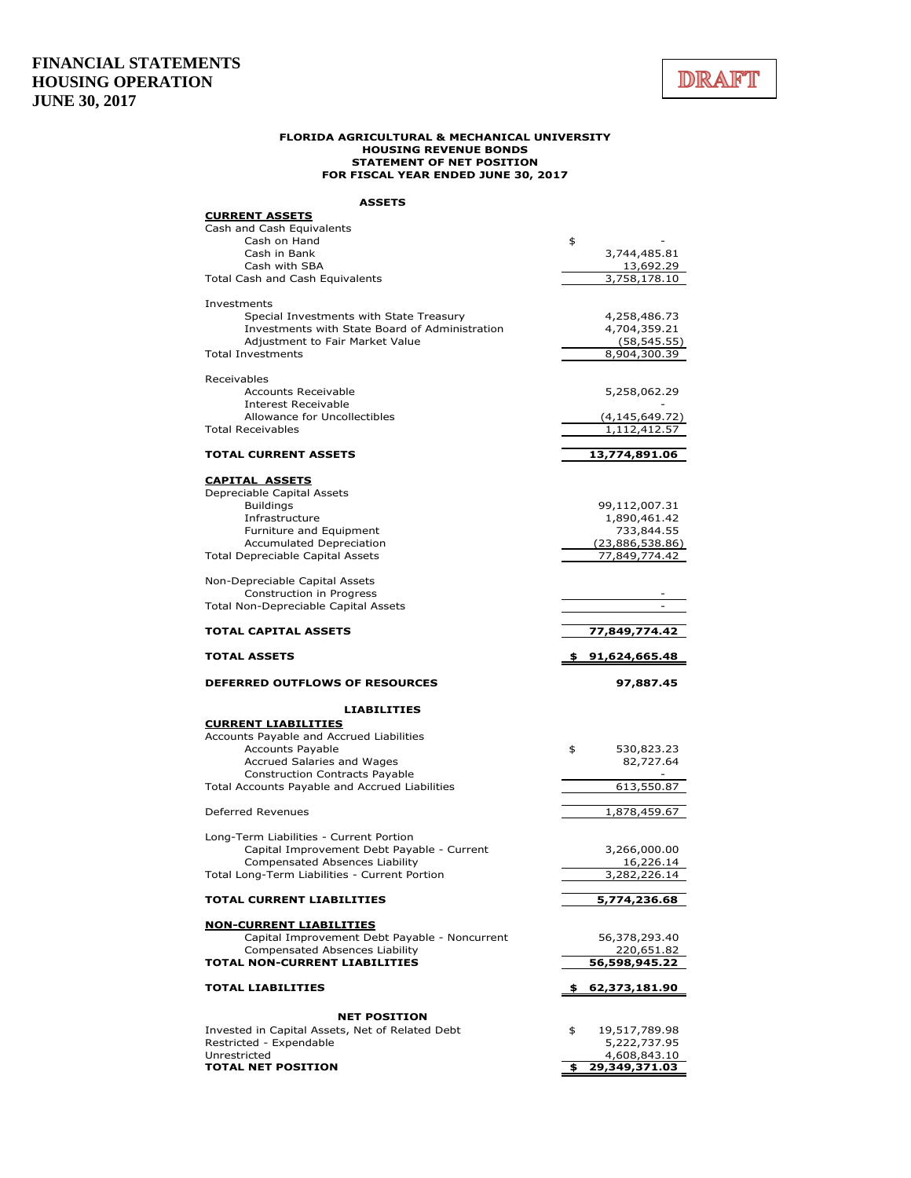# FINANCIAL STATEMENTS
# HOUSING OPERATION
# JUNE 30, 2017

DRAFT

**FLORIDA AGRICULTURAL & MECHANICAL UNIVERSITY**
**HOUSING REVENUE BONDS**
**STATEMENT OF NET POSITION**
**FOR FISCAL YEAR ENDED JUNE 30, 2017**

| | |
|---|---|
| **ASSETS** | |
| **CURRENT ASSETS** | |
| Cash and Cash Equivalents | |
| Cash on Hand | $ - |
| Cash in Bank | 3,744,485.81 |
| Cash with SBA | 13,692.29 |
| Total Cash and Cash Equivalents | 3,758,178.10 |
| Investments | |
| Special Investments with State Treasury | 4,258,486.73 |
| Investments with State Board of Administration | 4,704,359.21 |
| Adjustment to Fair Market Value | (58,545.55) |
| Total Investments | 8,904,300.39 |
| Receivables | |
| Accounts Receivable | 5,258,062.29 |
| Interest Receivable | - |
| Allowance for Uncollectibles | (4,145,649.72) |
| Total Receivables | 1,112,412.57 |
| **TOTAL CURRENT ASSETS** | **13,774,891.06** |
| **CAPITAL ASSETS** | |
| Depreciable Capital Assets | |
| Buildings | 99,112,007.31 |
| Infrastructure | 1,890,461.42 |
| Furniture and Equipment | 733,844.55 |
| Accumulated Depreciation | (23,886,538.86) |
| Total Depreciable Capital Assets | 77,849,774.42 |
| Non-Depreciable Capital Assets | |
| Construction in Progress | - |
| Total Non-Depreciable Capital Assets | - |
| **TOTAL CAPITAL ASSETS** | **77,849,774.42** |
| **TOTAL ASSETS** | **$ 91,624,665.48** |
| **DEFERRED OUTFLOWS OF RESOURCES** | **97,887.45** |
| **LIABILITIES** | |
| **CURRENT LIABILITIES** | |
| Accounts Payable and Accrued Liabilities | |
| Accounts Payable | $ 530,823.23 |
| Accrued Salaries and Wages | 82,727.64 |
| Construction Contracts Payable | - |
| Total Accounts Payable and Accrued Liabilities | 613,550.87 |
| Deferred Revenues | 1,878,459.67 |
| Long-Term Liabilities - Current Portion | |
| Capital Improvement Debt Payable - Current | 3,266,000.00 |
| Compensated Absences Liability | 16,226.14 |
| Total Long-Term Liabilities - Current Portion | 3,282,226.14 |
| **TOTAL CURRENT LIABILITIES** | **5,774,236.68** |
| **NON-CURRENT LIABILITIES** | |
| Capital Improvement Debt Payable - Noncurrent | 56,378,293.40 |
| Compensated Absences Liability | 220,651.82 |
| **TOTAL NON-CURRENT LIABILITIES** | **56,598,945.22** |
| **TOTAL LIABILITIES** | **$ 62,373,181.90** |
| **NET POSITION** | |
| Invested in Capital Assets, Net of Related Debt | $ 19,517,789.98 |
| Restricted - Expendable | 5,222,737.95 |
| Unrestricted | 4,608,843.10 |
| **TOTAL NET POSITION** | **$ 29,349,371.03** |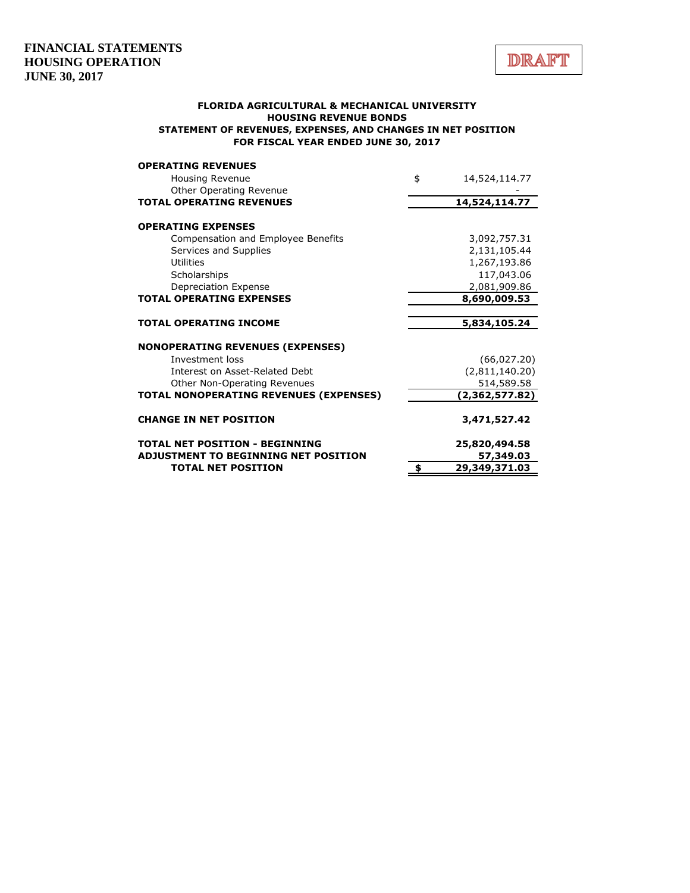**FINANCIAL STATEMENTS**
**HOUSING OPERATION**
**JUNE 30, 2017**

DRAFT

### FLORIDA AGRICULTURAL & MECHANICAL UNIVERSITY
### HOUSING REVENUE BONDS
### STATEMENT OF REVENUES, EXPENSES, AND CHANGES IN NET POSITION
### FOR FISCAL YEAR ENDED JUNE 30, 2017

| | |
|---|---|
| **OPERATING REVENUES** | |
| Housing Revenue | $ 14,524,114.77 |
| Other Operating Revenue | - |
| **TOTAL OPERATING REVENUES** | **14,524,114.77** |
| | |
| **OPERATING EXPENSES** | |
| Compensation and Employee Benefits | 3,092,757.31 |
| Services and Supplies | 2,131,105.44 |
| Utilities | 1,267,193.86 |
| Scholarships | 117,043.06 |
| Depreciation Expense | 2,081,909.86 |
| **TOTAL OPERATING EXPENSES** | **8,690,009.53** |
| | |
| **TOTAL OPERATING INCOME** | **5,834,105.24** |
| | |
| **NONOPERATING REVENUES (EXPENSES)** | |
| Investment loss | (66,027.20) |
| Interest on Asset-Related Debt | (2,811,140.20) |
| Other Non-Operating Revenues | 514,589.58 |
| **TOTAL NONOPERATING REVENUES (EXPENSES)** | **(2,362,577.82)** |
| | |
| **CHANGE IN NET POSITION** | **3,471,527.42** |
| | |
| **TOTAL NET POSITION - BEGINNING** | **25,820,494.58** |
| **ADJUSTMENT TO BEGINNING NET POSITION** | **57,349.03** |
| **TOTAL NET POSITION** | **$ 29,349,371.03** |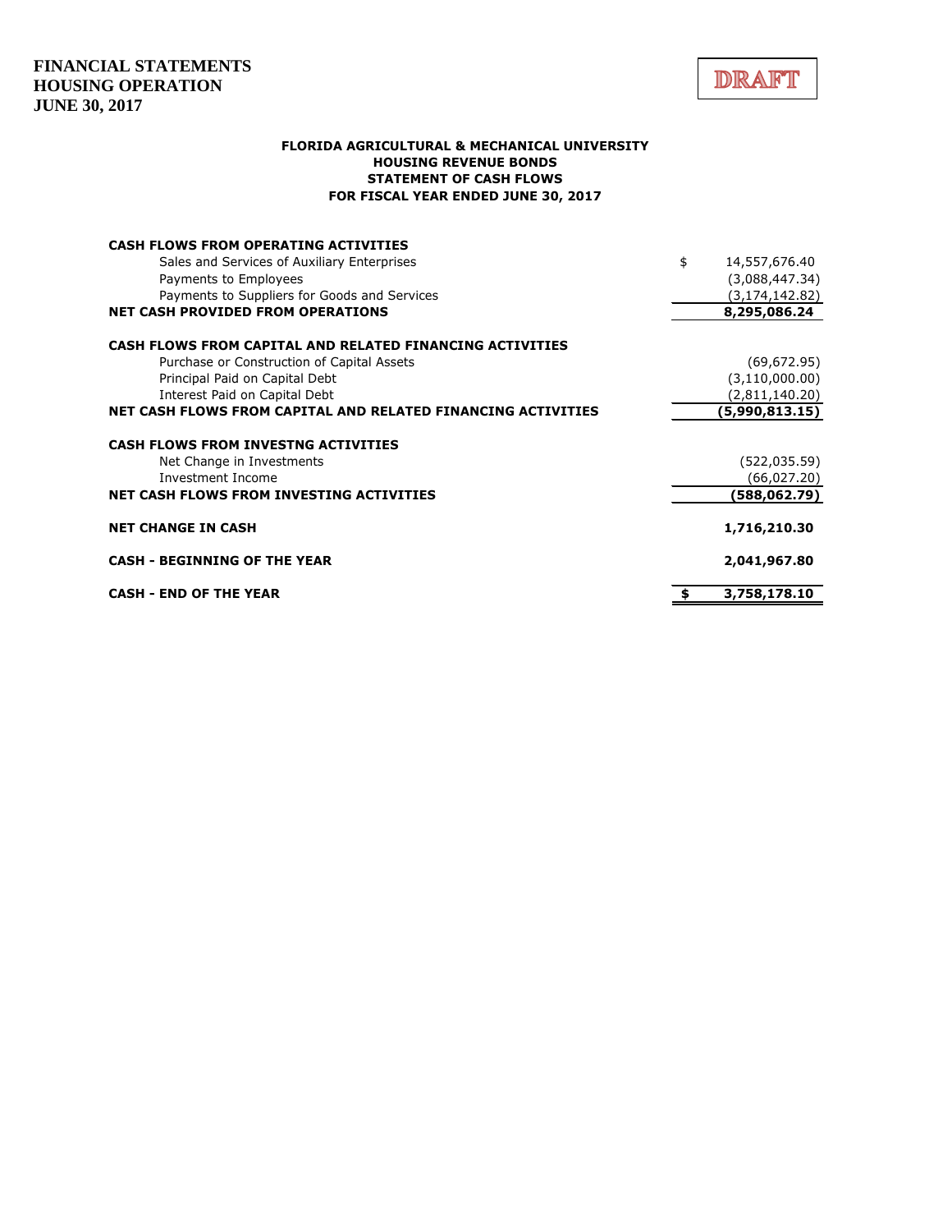**FINANCIAL STATEMENTS**
**HOUSING OPERATION**
**JUNE 30, 2017**

DRAFT

### FLORIDA AGRICULTURAL & MECHANICAL UNIVERSITY
### HOUSING REVENUE BONDS
### STATEMENT OF CASH FLOWS
### FOR FISCAL YEAR ENDED JUNE 30, 2017

| | |
|---|---|
| **CASH FLOWS FROM OPERATING ACTIVITIES** | |
| Sales and Services of Auxiliary Enterprises | $ 14,557,676.40 |
| Payments to Employees | (3,088,447.34) |
| Payments to Suppliers for Goods and Services | (3,174,142.82) |
| **NET CASH PROVIDED FROM OPERATIONS** | **8,295,086.24** |
| | |
| **CASH FLOWS FROM CAPITAL AND RELATED FINANCING ACTIVITIES** | |
| Purchase or Construction of Capital Assets | (69,672.95) |
| Principal Paid on Capital Debt | (3,110,000.00) |
| Interest Paid on Capital Debt | (2,811,140.20) |
| **NET CASH FLOWS FROM CAPITAL AND RELATED FINANCING ACTIVITIES** | **(5,990,813.15)** |
| | |
| **CASH FLOWS FROM INVESTNG ACTIVITIES** | |
| Net Change in Investments | (522,035.59) |
| Investment Income | (66,027.20) |
| **NET CASH FLOWS FROM INVESTING ACTIVITIES** | **(588,062.79)** |
| | |
| **NET CHANGE IN CASH** | **1,716,210.30** |
| | |
| **CASH - BEGINNING OF THE YEAR** | **2,041,967.80** |
| | |
| **CASH - END OF THE YEAR** | **$ 3,758,178.10** |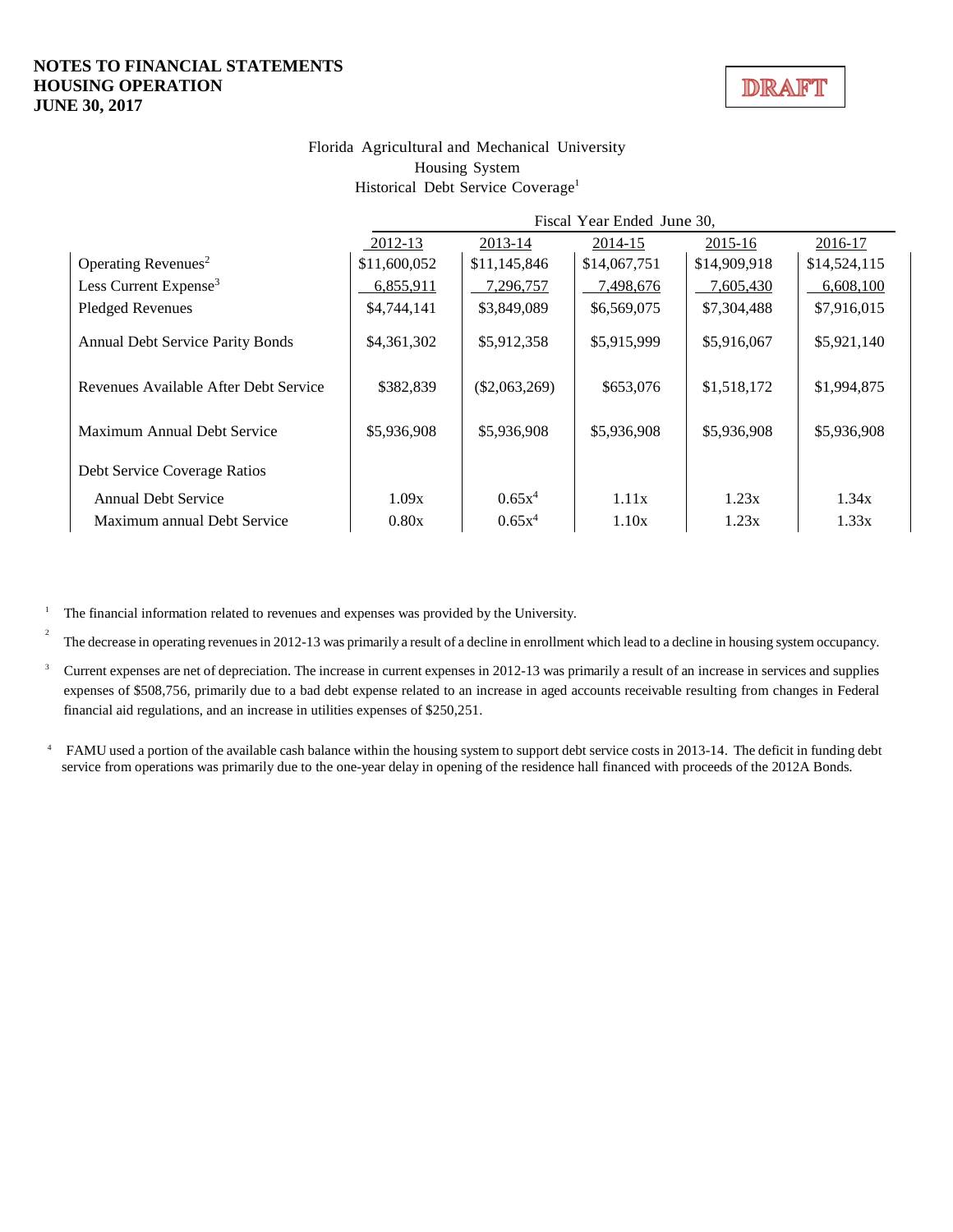**NOTES TO FINANCIAL STATEMENTS**
**HOUSING OPERATION**
**JUNE 30, 2017**

DRAFT

Florida Agricultural and Mechanical University
Housing System
Historical Debt Service Coverage[1]

| | Fiscal Year Ended June 30, | | | | |
|---|---|---|---|---|---|
| | 2012-13 | 2013-14 | 2014-15 | 2015-16 | 2016-17 |
| Operating Revenues[2] | $11,600,052 | $11,145,846 | $14,067,751 | $14,909,918 | $14,524,115 |
| Less Current Expense[3] | 6,855,911 | 7,296,757 | 7,498,676 | 7,605,430 | 6,608,100 |
| Pledged Revenues | $4,744,141 | $3,849,089 | $6,569,075 | $7,304,488 | $7,916,015 |
| Annual Debt Service Parity Bonds | $4,361,302 | $5,912,358 | $5,915,999 | $5,916,067 | $5,921,140 |
| Revenues Available After Debt Service | $382,839 | ($2,063,269) | $653,076 | $1,518,172 | $1,994,875 |
| Maximum Annual Debt Service | $5,936,908 | $5,936,908 | $5,936,908 | $5,936,908 | $5,936,908 |
| Debt Service Coverage Ratios | | | | | |
| Annual Debt Service | 1.09x | 0.65x[4] | 1.11x | 1.23x | 1.34x |
| Maximum annual Debt Service | 0.80x | 0.65x[4] | 1.10x | 1.23x | 1.33x |

[1] The financial information related to revenues and expenses was provided by the University.

[2] The decrease in operating revenues in 2012-13 was primarily a result of a decline in enrollment which lead to a decline in housing system occupancy.

[3] Current expenses are net of depreciation. The increase in current expenses in 2012-13 was primarily a result of an increase in services and supplies expenses of $508,756, primarily due to a bad debt expense related to an increase in aged accounts receivable resulting from changes in Federal financial aid regulations, and an increase in utilities expenses of $250,251.

[4] FAMU used a portion of the available cash balance within the housing system to support debt service costs in 2013-14. The deficit in funding debt service from operations was primarily due to the one-year delay in opening of the residence hall financed with proceeds of the 2012A Bonds.